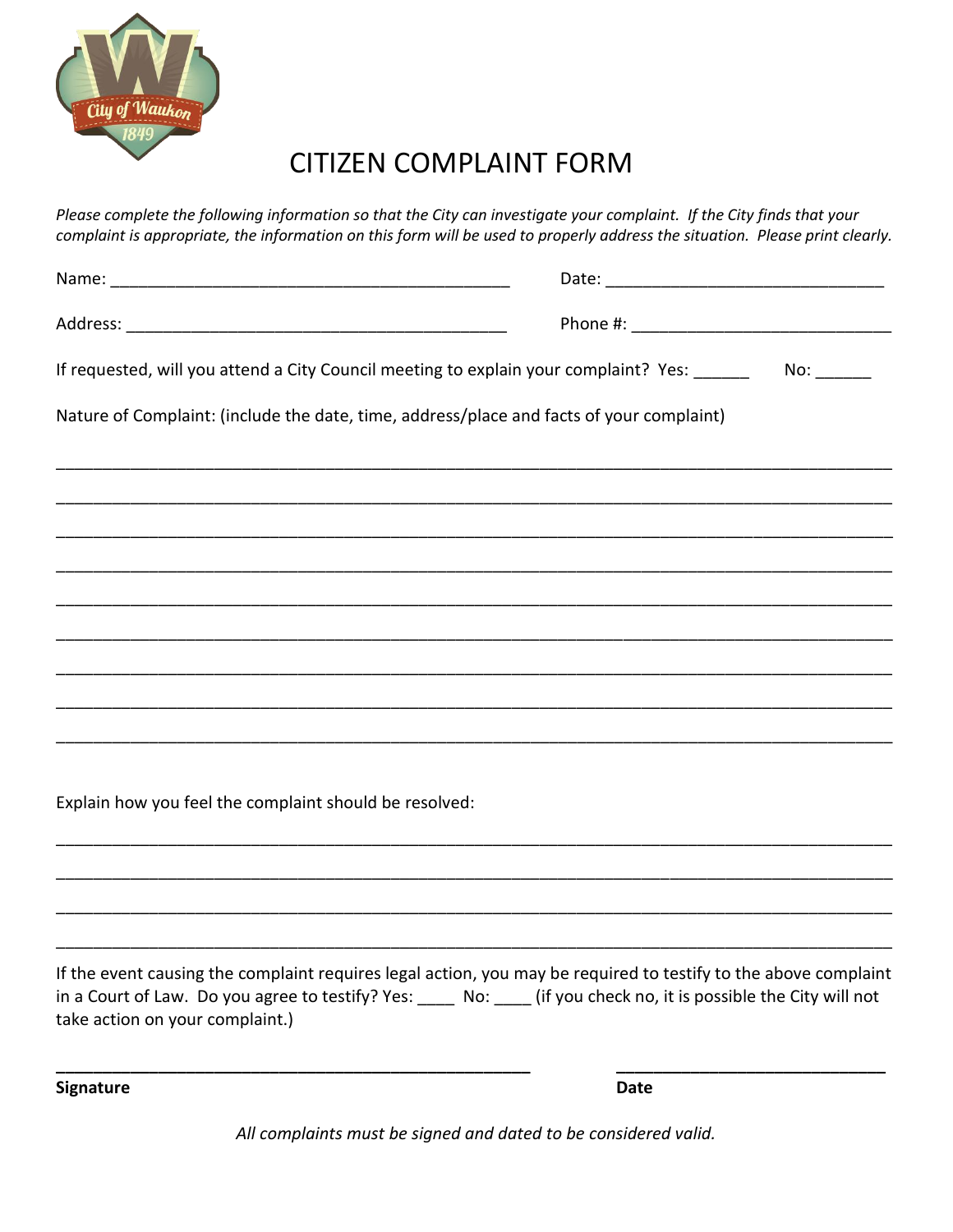City of Waukon 1849

# CITIZEN COMPLAINT FORM

*Please complete the following information so that the City can investigate your complaint. If the City finds that your complaint is appropriate, the information on this form will be used to properly address the situation. Please print clearly.*

Name: ___________________________________________ Date: ______________________________

Address: _________________________________________ Phone #: ____________________________

If requested, will you attend a City Council meeting to explain your complaint? Yes: ______ No: ______

Nature of Complaint: (include the date, time, address/place and facts of your complaint)

_____________________________________________________________________________________

_____________________________________________________________________________________

_____________________________________________________________________________________

_____________________________________________________________________________________

_____________________________________________________________________________________

_____________________________________________________________________________________

_____________________________________________________________________________________

_____________________________________________________________________________________

_____________________________________________________________________________________

Explain how you feel the complaint should be resolved:

_____________________________________________________________________________________

_____________________________________________________________________________________

_____________________________________________________________________________________

_____________________________________________________________________________________

If the event causing the complaint requires legal action, you may be required to testify to the above complaint in a Court of Law. Do you agree to testify? Yes: ____ No: ____ (if you check no, it is possible the City will not take action on your complaint.)

_____________________________________________________ ______________________________

**Signature** **Date**

*All complaints must be signed and dated to be considered valid.*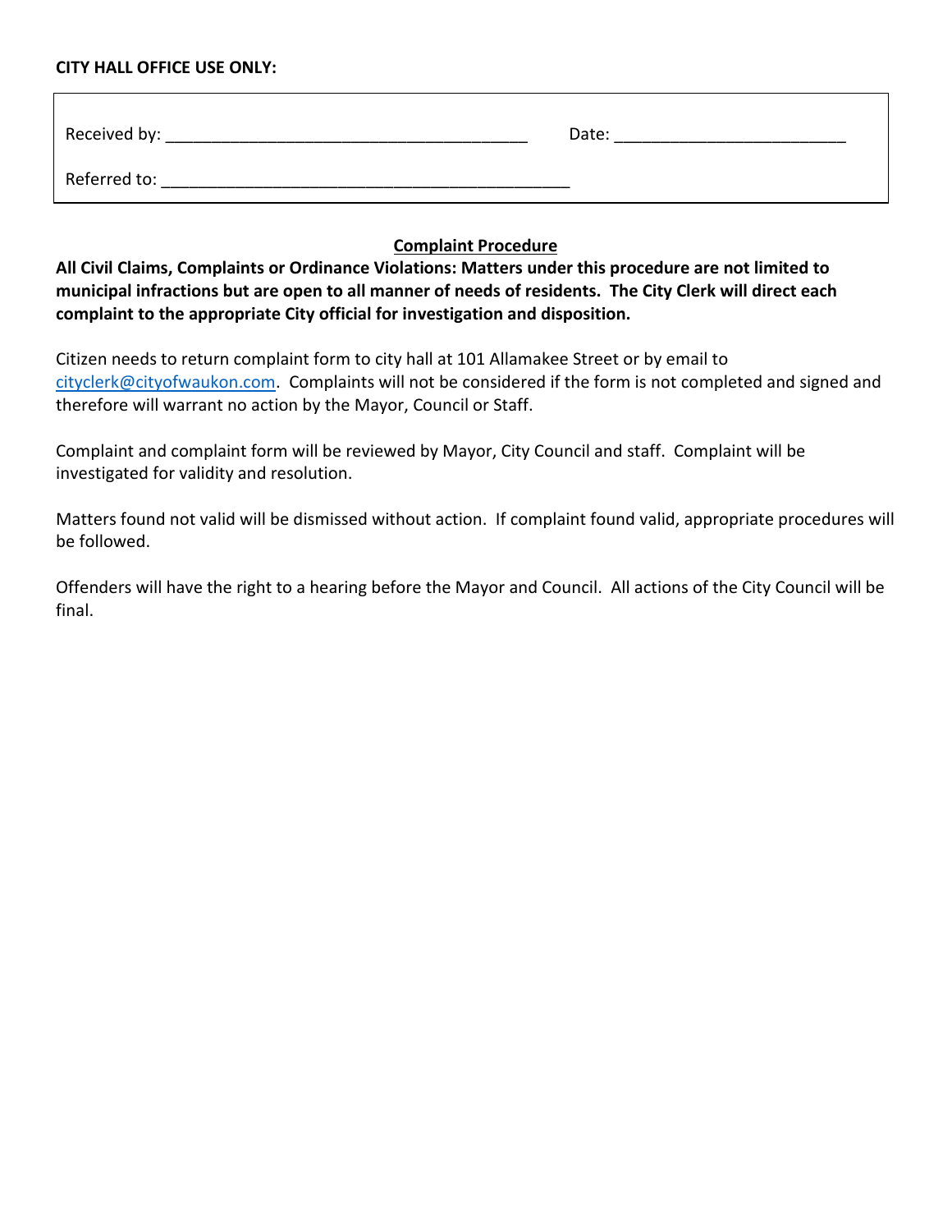**CITY HALL OFFICE USE ONLY:**

Received by: ________________________________________ Date: _________________________

Referred to: _____________________________________________

## Complaint Procedure

**All Civil Claims, Complaints or Ordinance Violations: Matters under this procedure are not limited to municipal infractions but are open to all manner of needs of residents. The City Clerk will direct each complaint to the appropriate City official for investigation and disposition.**

Citizen needs to return complaint form to city hall at 101 Allamakee Street or by email to cityclerk@cityofwaukon.com. Complaints will not be considered if the form is not completed and signed and therefore will warrant no action by the Mayor, Council or Staff.

Complaint and complaint form will be reviewed by Mayor, City Council and staff. Complaint will be investigated for validity and resolution.

Matters found not valid will be dismissed without action. If complaint found valid, appropriate procedures will be followed.

Offenders will have the right to a hearing before the Mayor and Council. All actions of the City Council will be final.